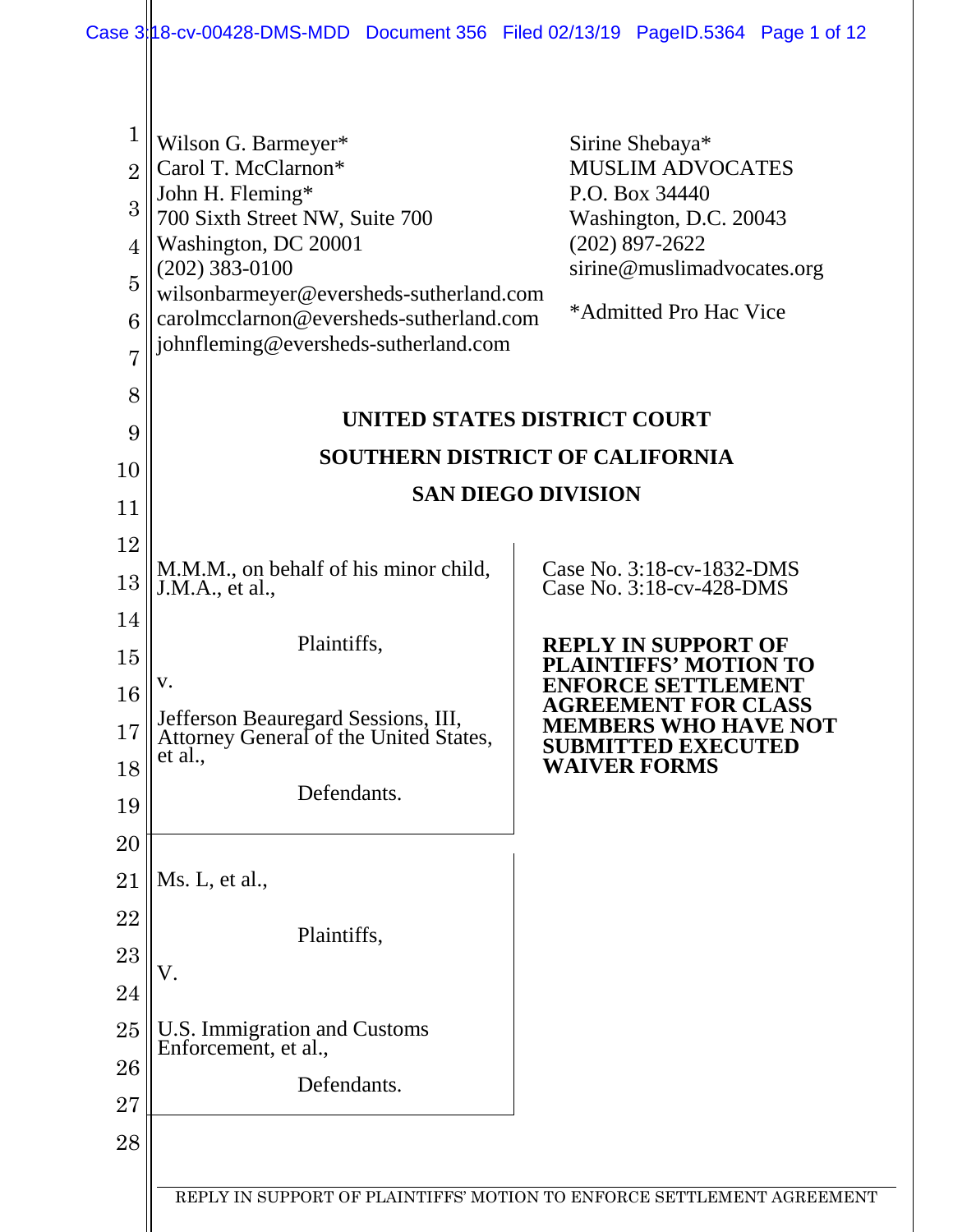Wilson G. Barmeyer*
Carol T. McClarnon*
John H. Fleming*
700 Sixth Street NW, Suite 700
Washington, DC 20001
(202) 383-0100
wilsonbarmeyer@eversheds-sutherland.com
carolmcclarnon@eversheds-sutherland.com
johnfleming@eversheds-sutherland.com

Sirine Shebaya*
MUSLIM ADVOCATES
P.O. Box 34440
Washington, D.C. 20043
(202) 897-2622
sirine@muslimadvocates.org

*Admitted Pro Hac Vice

**UNITED STATES DISTRICT COURT**

**SOUTHERN DISTRICT OF CALIFORNIA**

**SAN DIEGO DIVISION**

M.M.M., on behalf of his minor child, J.M.A., et al.,

Plaintiffs,

v.

Jefferson Beauregard Sessions, III, Attorney General of the United States, et al.,

Defendants.

Ms. L, et al.,

Plaintiffs,

V.

U.S. Immigration and Customs Enforcement, et al.,

Defendants.

Case No. 3:18-cv-1832-DMS
Case No. 3:18-cv-428-DMS

**REPLY IN SUPPORT OF PLAINTIFFS' MOTION TO ENFORCE SETTLEMENT AGREEMENT FOR CLASS MEMBERS WHO HAVE NOT SUBMITTED EXECUTED WAIVER FORMS**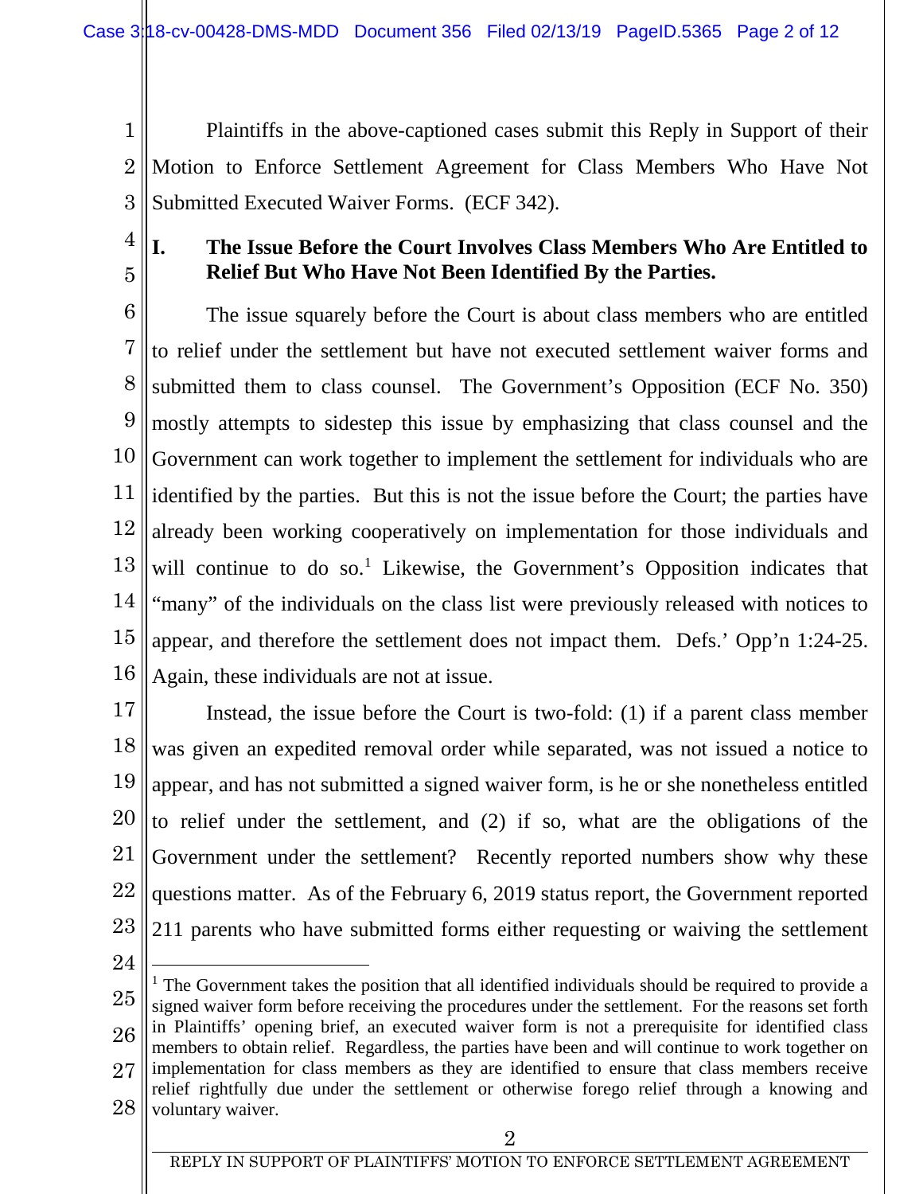Plaintiffs in the above-captioned cases submit this Reply in Support of their Motion to Enforce Settlement Agreement for Class Members Who Have Not Submitted Executed Waiver Forms. (ECF 342).

## I. The Issue Before the Court Involves Class Members Who Are Entitled to Relief But Who Have Not Been Identified By the Parties.

The issue squarely before the Court is about class members who are entitled to relief under the settlement but have not executed settlement waiver forms and submitted them to class counsel. The Government's Opposition (ECF No. 350) mostly attempts to sidestep this issue by emphasizing that class counsel and the Government can work together to implement the settlement for individuals who are identified by the parties. But this is not the issue before the Court; the parties have already been working cooperatively on implementation for those individuals and will continue to do so.[1] Likewise, the Government's Opposition indicates that "many" of the individuals on the class list were previously released with notices to appear, and therefore the settlement does not impact them. Defs.' Opp'n 1:24-25. Again, these individuals are not at issue.

Instead, the issue before the Court is two-fold: (1) if a parent class member was given an expedited removal order while separated, was not issued a notice to appear, and has not submitted a signed waiver form, is he or she nonetheless entitled to relief under the settlement, and (2) if so, what are the obligations of the Government under the settlement? Recently reported numbers show why these questions matter. As of the February 6, 2019 status report, the Government reported 211 parents who have submitted forms either requesting or waiving the settlement

---

[1] The Government takes the position that all identified individuals should be required to provide a signed waiver form before receiving the procedures under the settlement. For the reasons set forth in Plaintiffs' opening brief, an executed waiver form is not a prerequisite for identified class members to obtain relief. Regardless, the parties have been and will continue to work together on implementation for class members as they are identified to ensure that class members receive relief rightfully due under the settlement or otherwise forego relief through a knowing and voluntary waiver.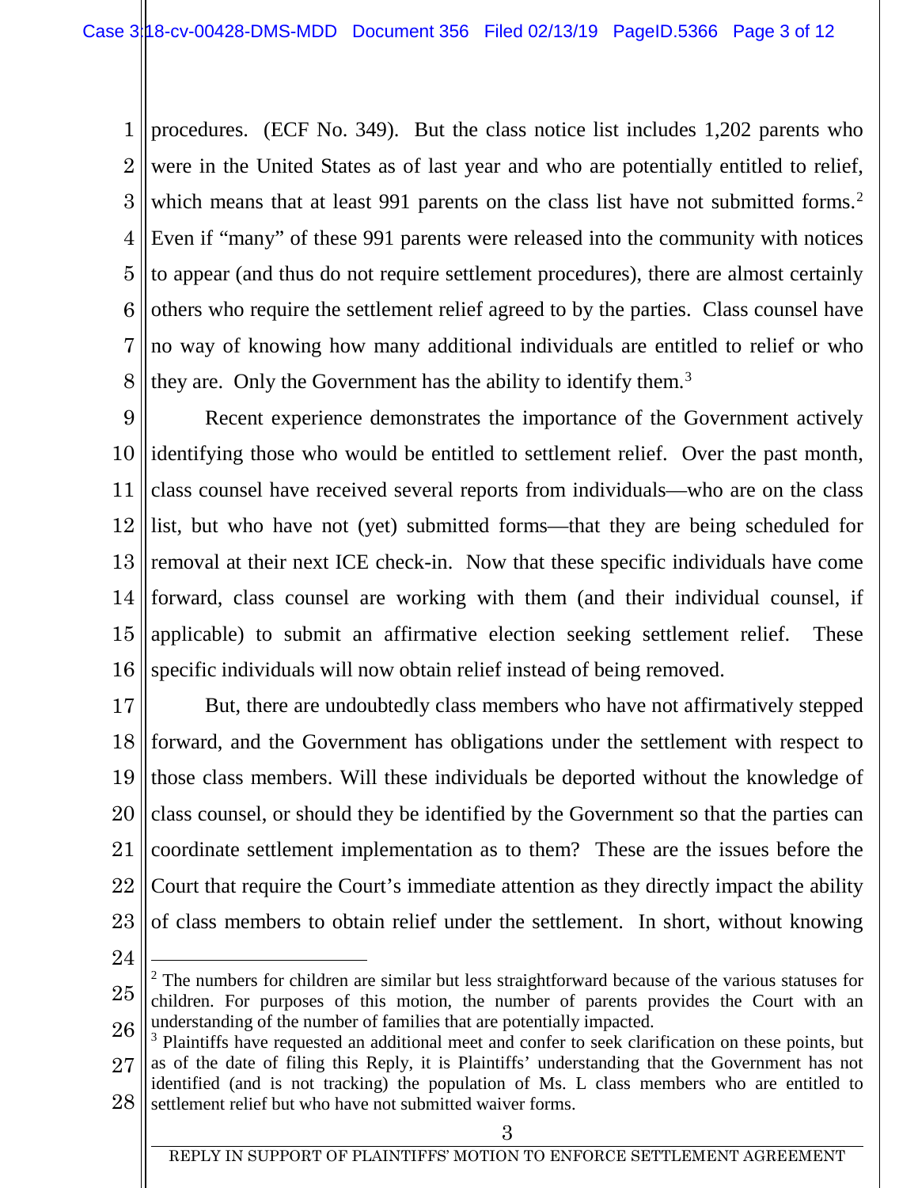procedures. (ECF No. 349). But the class notice list includes 1,202 parents who were in the United States as of last year and who are potentially entitled to relief, which means that at least 991 parents on the class list have not submitted forms.[2] Even if "many" of these 991 parents were released into the community with notices to appear (and thus do not require settlement procedures), there are almost certainly others who require the settlement relief agreed to by the parties. Class counsel have no way of knowing how many additional individuals are entitled to relief or who they are. Only the Government has the ability to identify them.[3]

Recent experience demonstrates the importance of the Government actively identifying those who would be entitled to settlement relief. Over the past month, class counsel have received several reports from individuals—who are on the class list, but who have not (yet) submitted forms—that they are being scheduled for removal at their next ICE check-in. Now that these specific individuals have come forward, class counsel are working with them (and their individual counsel, if applicable) to submit an affirmative election seeking settlement relief. These specific individuals will now obtain relief instead of being removed.

But, there are undoubtedly class members who have not affirmatively stepped forward, and the Government has obligations under the settlement with respect to those class members. Will these individuals be deported without the knowledge of class counsel, or should they be identified by the Government so that the parties can coordinate settlement implementation as to them? These are the issues before the Court that require the Court's immediate attention as they directly impact the ability of class members to obtain relief under the settlement. In short, without knowing

---

[2] The numbers for children are similar but less straightforward because of the various statuses for children. For purposes of this motion, the number of parents provides the Court with an understanding of the number of families that are potentially impacted.

[3] Plaintiffs have requested an additional meet and confer to seek clarification on these points, but as of the date of filing this Reply, it is Plaintiffs' understanding that the Government has not identified (and is not tracking) the population of Ms. L class members who are entitled to settlement relief but who have not submitted waiver forms.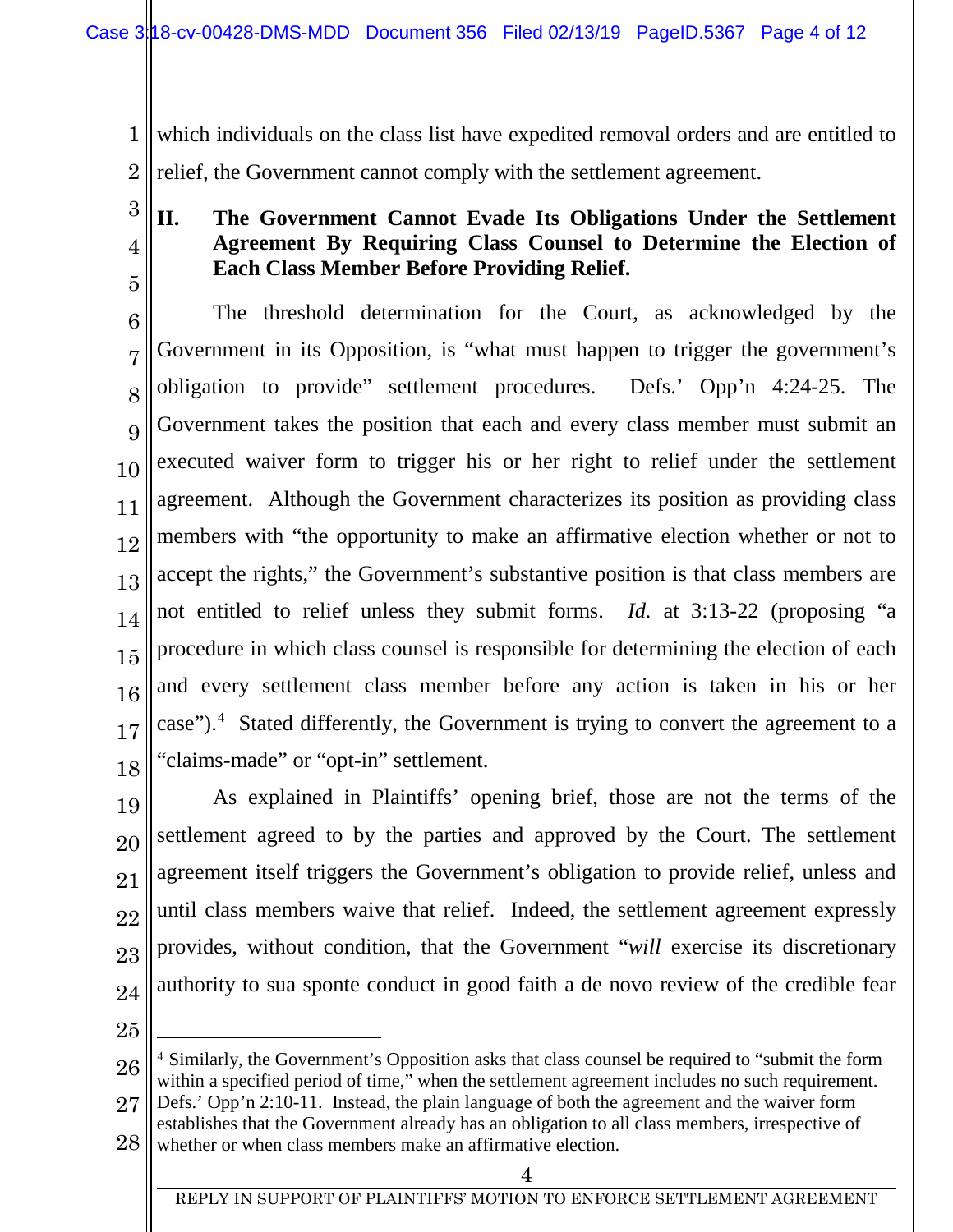which individuals on the class list have expedited removal orders and are entitled to relief, the Government cannot comply with the settlement agreement.

## II. The Government Cannot Evade Its Obligations Under the Settlement Agreement By Requiring Class Counsel to Determine the Election of Each Class Member Before Providing Relief.

The threshold determination for the Court, as acknowledged by the Government in its Opposition, is "what must happen to trigger the government's obligation to provide" settlement procedures. Defs.' Opp'n 4:24-25. The Government takes the position that each and every class member must submit an executed waiver form to trigger his or her right to relief under the settlement agreement. Although the Government characterizes its position as providing class members with "the opportunity to make an affirmative election whether or not to accept the rights," the Government's substantive position is that class members are not entitled to relief unless they submit forms. *Id.* at 3:13-22 (proposing "a procedure in which class counsel is responsible for determining the election of each and every settlement class member before any action is taken in his or her case").[4] Stated differently, the Government is trying to convert the agreement to a "claims-made" or "opt-in" settlement.

As explained in Plaintiffs' opening brief, those are not the terms of the settlement agreed to by the parties and approved by the Court. The settlement agreement itself triggers the Government's obligation to provide relief, unless and until class members waive that relief. Indeed, the settlement agreement expressly provides, without condition, that the Government "*will* exercise its discretionary authority to sua sponte conduct in good faith a de novo review of the credible fear

---

[4] Similarly, the Government's Opposition asks that class counsel be required to "submit the form within a specified period of time," when the settlement agreement includes no such requirement. Defs.' Opp'n 2:10-11. Instead, the plain language of both the agreement and the waiver form establishes that the Government already has an obligation to all class members, irrespective of whether or when class members make an affirmative election.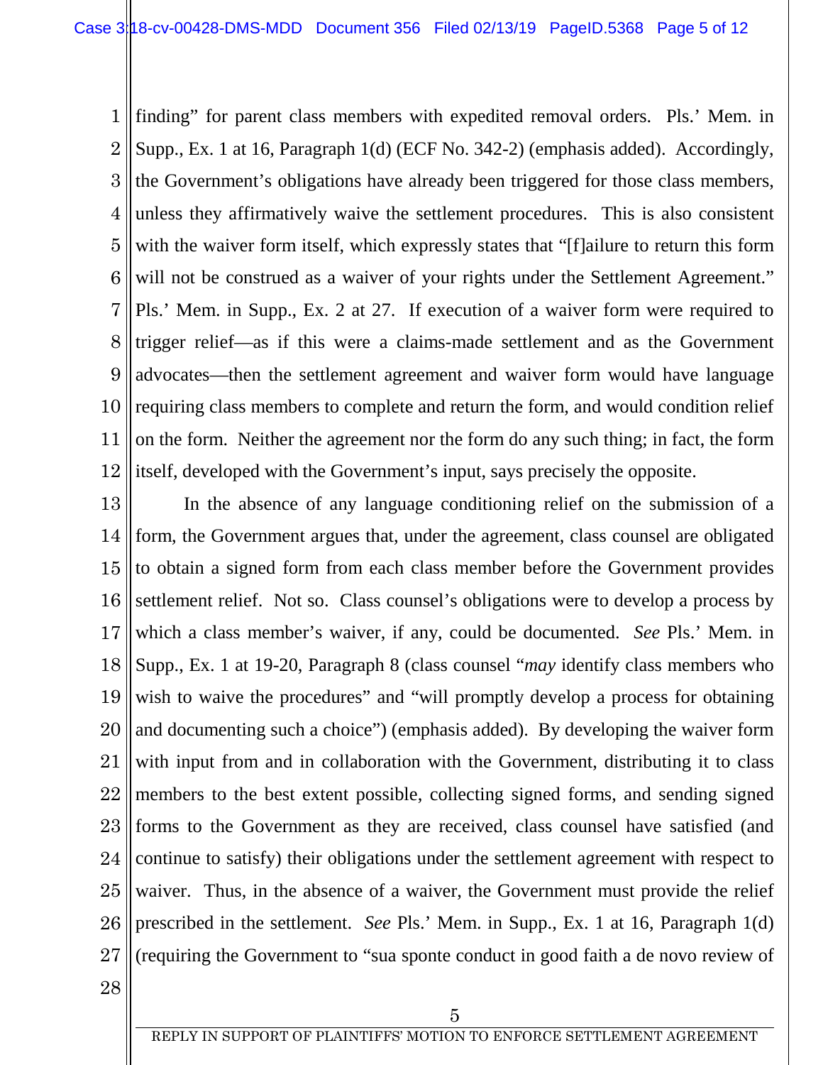finding" for parent class members with expedited removal orders. Pls.' Mem. in Supp., Ex. 1 at 16, Paragraph 1(d) (ECF No. 342-2) (emphasis added). Accordingly, the Government's obligations have already been triggered for those class members, unless they affirmatively waive the settlement procedures. This is also consistent with the waiver form itself, which expressly states that "[f]ailure to return this form will not be construed as a waiver of your rights under the Settlement Agreement." Pls.' Mem. in Supp., Ex. 2 at 27. If execution of a waiver form were required to trigger relief—as if this were a claims-made settlement and as the Government advocates—then the settlement agreement and waiver form would have language requiring class members to complete and return the form, and would condition relief on the form. Neither the agreement nor the form do any such thing; in fact, the form itself, developed with the Government's input, says precisely the opposite.

In the absence of any language conditioning relief on the submission of a form, the Government argues that, under the agreement, class counsel are obligated to obtain a signed form from each class member before the Government provides settlement relief. Not so. Class counsel's obligations were to develop a process by which a class member's waiver, if any, could be documented. *See* Pls.' Mem. in Supp., Ex. 1 at 19-20, Paragraph 8 (class counsel "*may* identify class members who wish to waive the procedures" and "will promptly develop a process for obtaining and documenting such a choice") (emphasis added). By developing the waiver form with input from and in collaboration with the Government, distributing it to class members to the best extent possible, collecting signed forms, and sending signed forms to the Government as they are received, class counsel have satisfied (and continue to satisfy) their obligations under the settlement agreement with respect to waiver. Thus, in the absence of a waiver, the Government must provide the relief prescribed in the settlement. *See* Pls.' Mem. in Supp., Ex. 1 at 16, Paragraph 1(d) (requiring the Government to "sua sponte conduct in good faith a de novo review of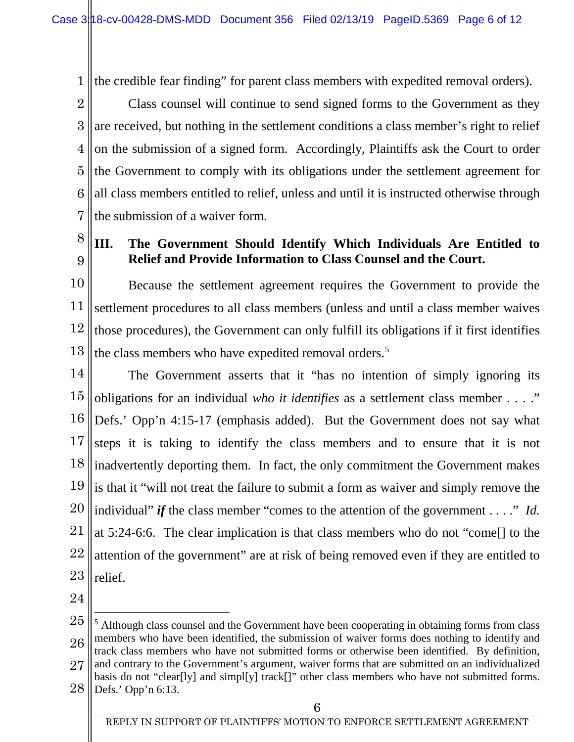the credible fear finding" for parent class members with expedited removal orders).

Class counsel will continue to send signed forms to the Government as they are received, but nothing in the settlement conditions a class member's right to relief on the submission of a signed form. Accordingly, Plaintiffs ask the Court to order the Government to comply with its obligations under the settlement agreement for all class members entitled to relief, unless and until it is instructed otherwise through the submission of a waiver form.

## III. The Government Should Identify Which Individuals Are Entitled to Relief and Provide Information to Class Counsel and the Court.

Because the settlement agreement requires the Government to provide the settlement procedures to all class members (unless and until a class member waives those procedures), the Government can only fulfill its obligations if it first identifies the class members who have expedited removal orders.[5]

The Government asserts that it "has no intention of simply ignoring its obligations for an individual *who it identifies* as a settlement class member . . . ." Defs.' Opp'n 4:15-17 (emphasis added). But the Government does not say what steps it is taking to identify the class members and to ensure that it is not inadvertently deporting them. In fact, the only commitment the Government makes is that it "will not treat the failure to submit a form as waiver and simply remove the individual" ***if*** the class member "comes to the attention of the government . . . ." *Id.* at 5:24-6:6. The clear implication is that class members who do not "come[] to the attention of the government" are at risk of being removed even if they are entitled to relief.

---

[5] Although class counsel and the Government have been cooperating in obtaining forms from class members who have been identified, the submission of waiver forms does nothing to identify and track class members who have not submitted forms or otherwise been identified. By definition, and contrary to the Government's argument, waiver forms that are submitted on an individualized basis do not "clear[ly] and simpl[y] track[]" other class members who have not submitted forms. Defs.' Opp'n 6:13.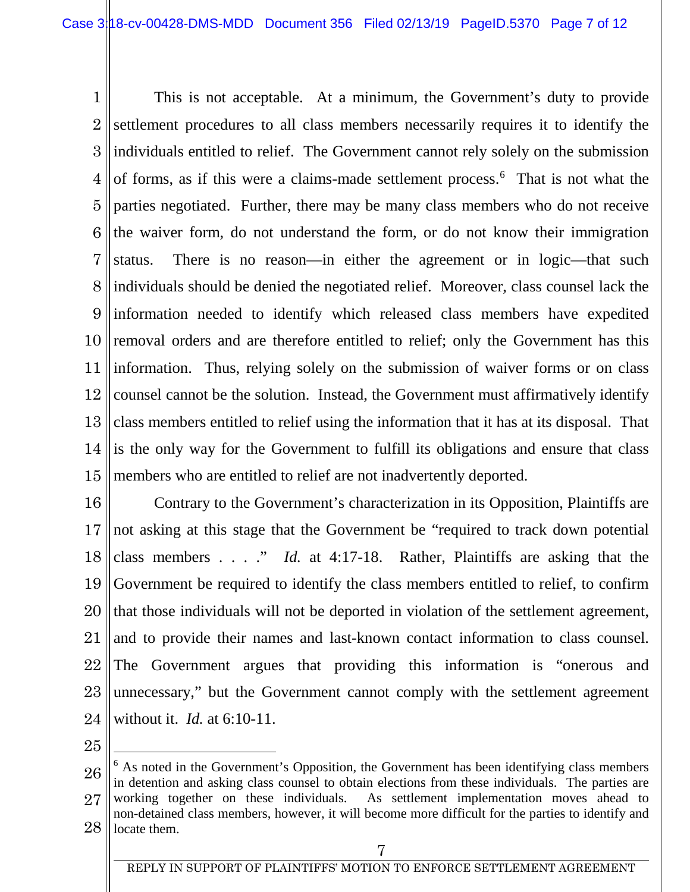This is not acceptable. At a minimum, the Government's duty to provide settlement procedures to all class members necessarily requires it to identify the individuals entitled to relief. The Government cannot rely solely on the submission of forms, as if this were a claims-made settlement process.[6] That is not what the parties negotiated. Further, there may be many class members who do not receive the waiver form, do not understand the form, or do not know their immigration status. There is no reason—in either the agreement or in logic—that such individuals should be denied the negotiated relief. Moreover, class counsel lack the information needed to identify which released class members have expedited removal orders and are therefore entitled to relief; only the Government has this information. Thus, relying solely on the submission of waiver forms or on class counsel cannot be the solution. Instead, the Government must affirmatively identify class members entitled to relief using the information that it has at its disposal. That is the only way for the Government to fulfill its obligations and ensure that class members who are entitled to relief are not inadvertently deported.

Contrary to the Government's characterization in its Opposition, Plaintiffs are not asking at this stage that the Government be "required to track down potential class members . . . ." *Id.* at 4:17-18. Rather, Plaintiffs are asking that the Government be required to identify the class members entitled to relief, to confirm that those individuals will not be deported in violation of the settlement agreement, and to provide their names and last-known contact information to class counsel. The Government argues that providing this information is "onerous and unnecessary," but the Government cannot comply with the settlement agreement without it. *Id.* at 6:10-11.

---

[6] As noted in the Government's Opposition, the Government has been identifying class members in detention and asking class counsel to obtain elections from these individuals. The parties are working together on these individuals. As settlement implementation moves ahead to non-detained class members, however, it will become more difficult for the parties to identify and locate them.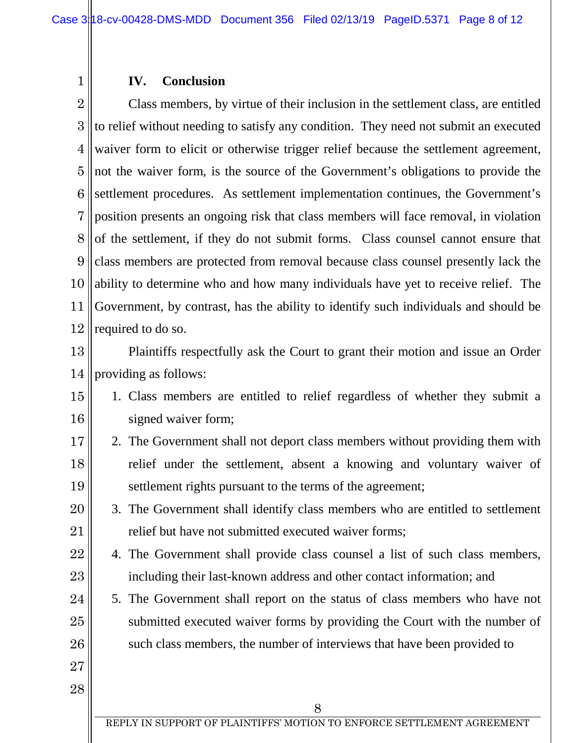## IV. Conclusion

Class members, by virtue of their inclusion in the settlement class, are entitled to relief without needing to satisfy any condition. They need not submit an executed waiver form to elicit or otherwise trigger relief because the settlement agreement, not the waiver form, is the source of the Government's obligations to provide the settlement procedures. As settlement implementation continues, the Government's position presents an ongoing risk that class members will face removal, in violation of the settlement, if they do not submit forms. Class counsel cannot ensure that class members are protected from removal because class counsel presently lack the ability to determine who and how many individuals have yet to receive relief. The Government, by contrast, has the ability to identify such individuals and should be required to do so.

Plaintiffs respectfully ask the Court to grant their motion and issue an Order providing as follows:

1. Class members are entitled to relief regardless of whether they submit a signed waiver form;
2. The Government shall not deport class members without providing them with relief under the settlement, absent a knowing and voluntary waiver of settlement rights pursuant to the terms of the agreement;
3. The Government shall identify class members who are entitled to settlement relief but have not submitted executed waiver forms;
4. The Government shall provide class counsel a list of such class members, including their last-known address and other contact information; and
5. The Government shall report on the status of class members who have not submitted executed waiver forms by providing the Court with the number of such class members, the number of interviews that have been provided to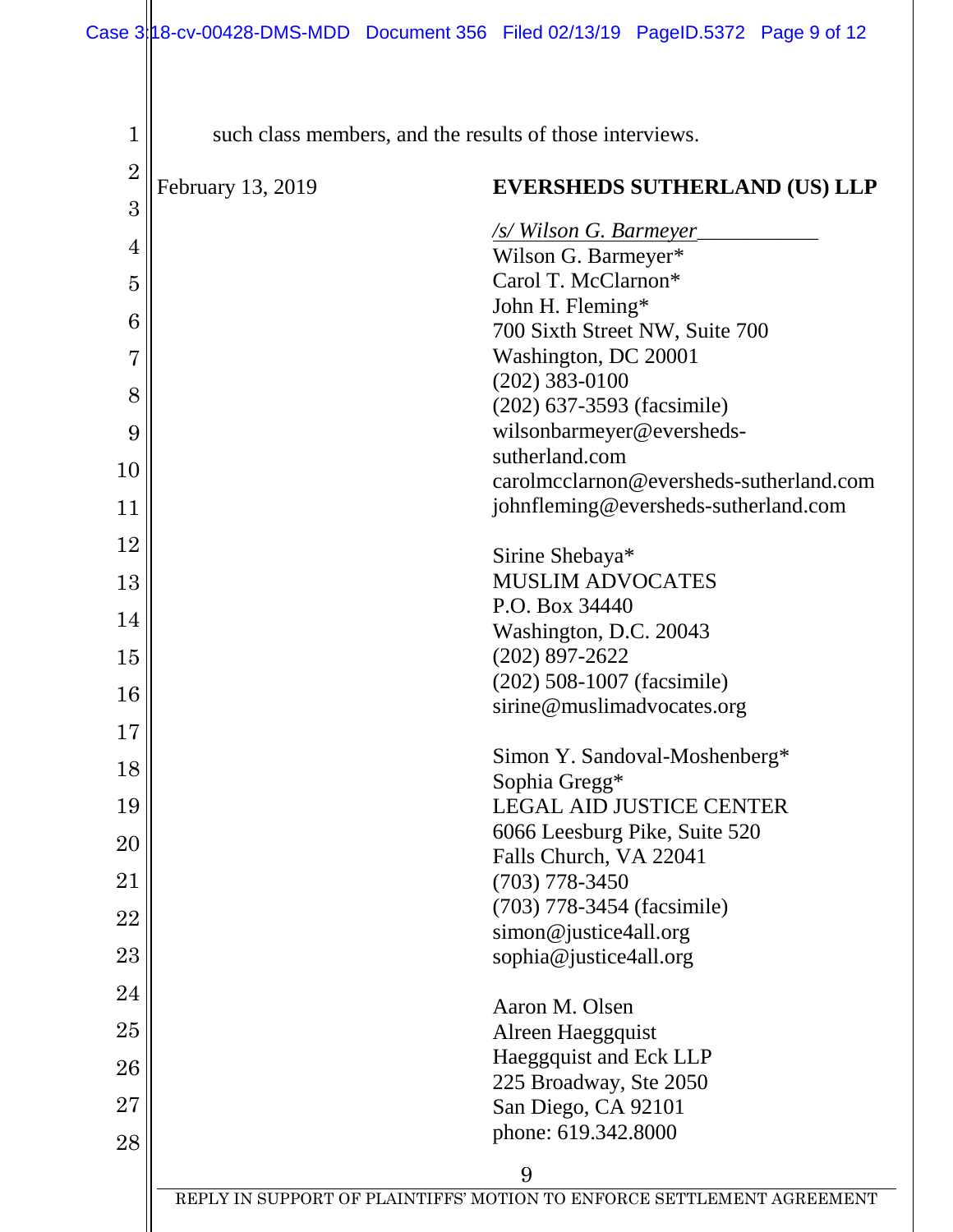such class members, and the results of those interviews.

February 13, 2019

**EVERSHEDS SUTHERLAND (US) LLP**

*/s/ Wilson G. Barmeyer*___________
Wilson G. Barmeyer*
Carol T. McClarnon*
John H. Fleming*
700 Sixth Street NW, Suite 700
Washington, DC 20001
(202) 383-0100
(202) 637-3593 (facsimile)
wilsonbarmeyer@eversheds-sutherland.com
carolmcclarnon@eversheds-sutherland.com
johnfleming@eversheds-sutherland.com

Sirine Shebaya*
MUSLIM ADVOCATES
P.O. Box 34440
Washington, D.C. 20043
(202) 897-2622
(202) 508-1007 (facsimile)
sirine@muslimadvocates.org

Simon Y. Sandoval-Moshenberg*
Sophia Gregg*
LEGAL AID JUSTICE CENTER
6066 Leesburg Pike, Suite 520
Falls Church, VA 22041
(703) 778-3450
(703) 778-3454 (facsimile)
simon@justice4all.org
sophia@justice4all.org

Aaron M. Olsen
Alreen Haeggquist
Haeggquist and Eck LLP
225 Broadway, Ste 2050
San Diego, CA 92101
phone: 619.342.8000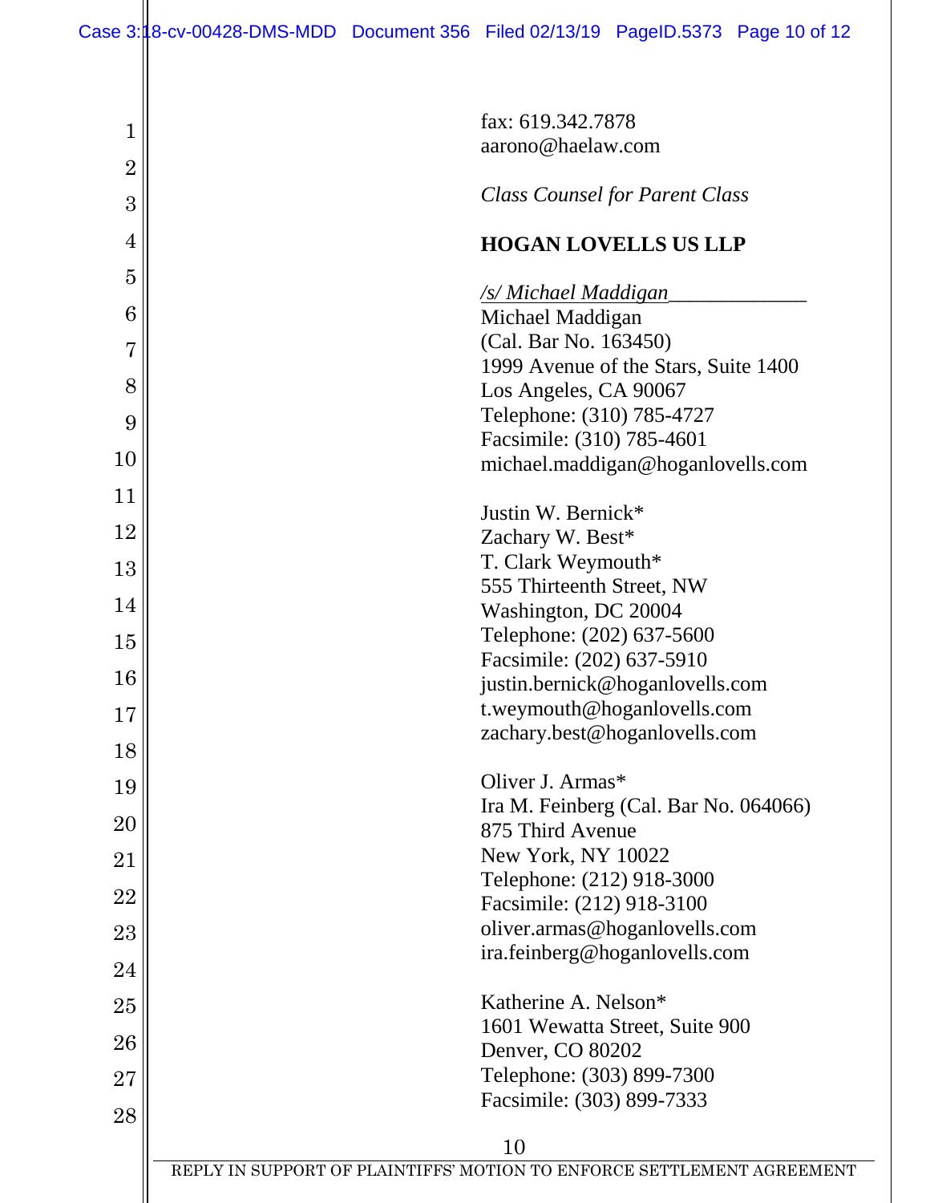fax: 619.342.7878
aarono@haelaw.com

*Class Counsel for Parent Class*

**HOGAN LOVELLS US LLP**

*/s/ Michael Maddigan*\_\_\_\_\_\_\_\_\_\_\_\_\_
Michael Maddigan
(Cal. Bar No. 163450)
1999 Avenue of the Stars, Suite 1400
Los Angeles, CA 90067
Telephone: (310) 785-4727
Facsimile: (310) 785-4601
michael.maddigan@hoganlovells.com

Justin W. Bernick*
Zachary W. Best*
T. Clark Weymouth*
555 Thirteenth Street, NW
Washington, DC 20004
Telephone: (202) 637-5600
Facsimile: (202) 637-5910
justin.bernick@hoganlovells.com
t.weymouth@hoganlovells.com
zachary.best@hoganlovells.com

Oliver J. Armas*
Ira M. Feinberg (Cal. Bar No. 064066)
875 Third Avenue
New York, NY 10022
Telephone: (212) 918-3000
Facsimile: (212) 918-3100
oliver.armas@hoganlovells.com
ira.feinberg@hoganlovells.com

Katherine A. Nelson*
1601 Wewatta Street, Suite 900
Denver, CO 80202
Telephone: (303) 899-7300
Facsimile: (303) 899-7333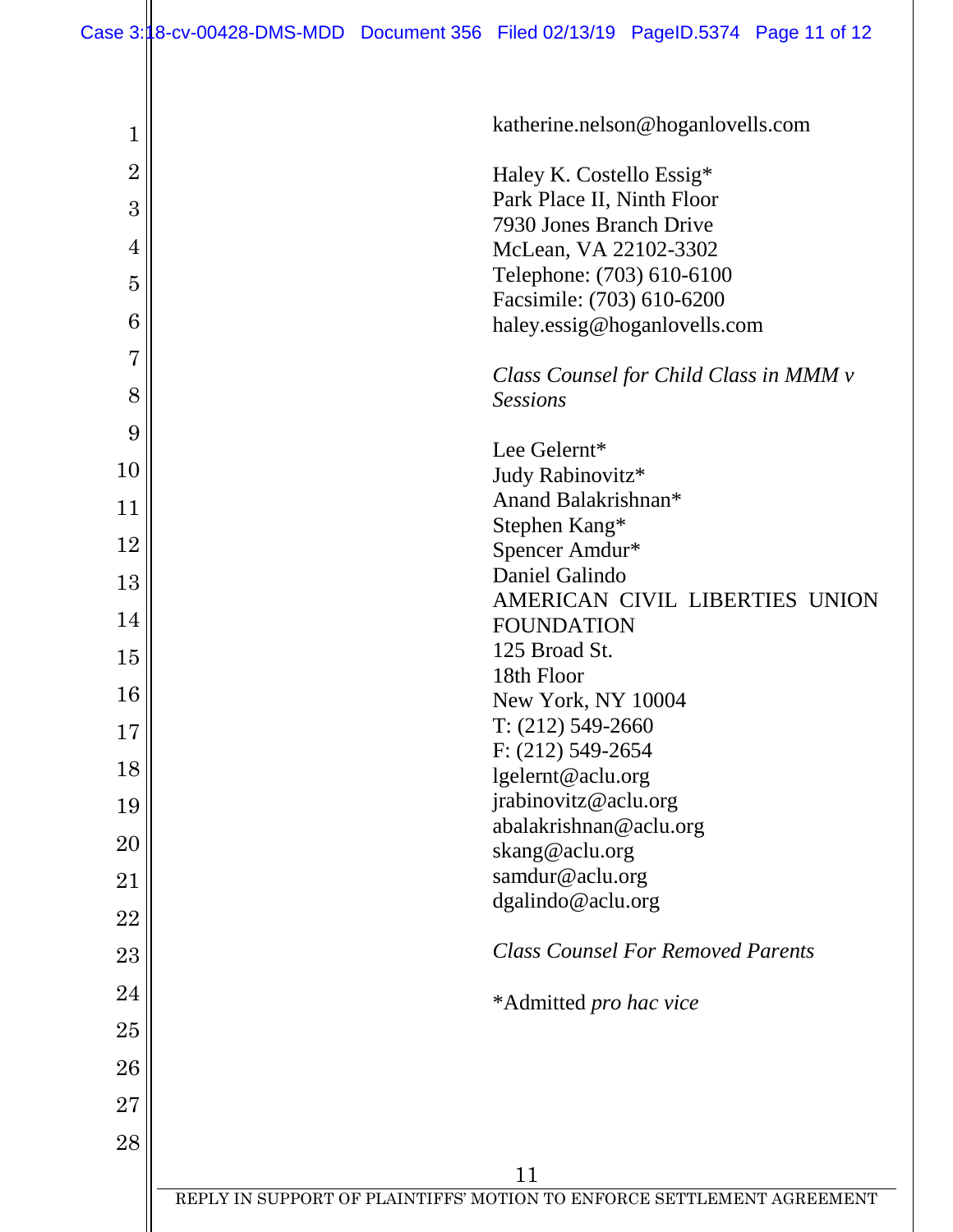katherine.nelson@hoganlovells.com

Haley K. Costello Essig*
Park Place II, Ninth Floor
7930 Jones Branch Drive
McLean, VA 22102-3302
Telephone: (703) 610-6100
Facsimile: (703) 610-6200
haley.essig@hoganlovells.com

*Class Counsel for Child Class in MMM v Sessions*

Lee Gelernt*
Judy Rabinovitz*
Anand Balakrishnan*
Stephen Kang*
Spencer Amdur*
Daniel Galindo
AMERICAN CIVIL LIBERTIES UNION FOUNDATION
125 Broad St.
18th Floor
New York, NY 10004
T: (212) 549-2660
F: (212) 549-2654
lgelernt@aclu.org
jrabinovitz@aclu.org
abalakrishnan@aclu.org
skang@aclu.org
samdur@aclu.org
dgalindo@aclu.org

*Class Counsel For Removed Parents*

*Admitted *pro hac vice*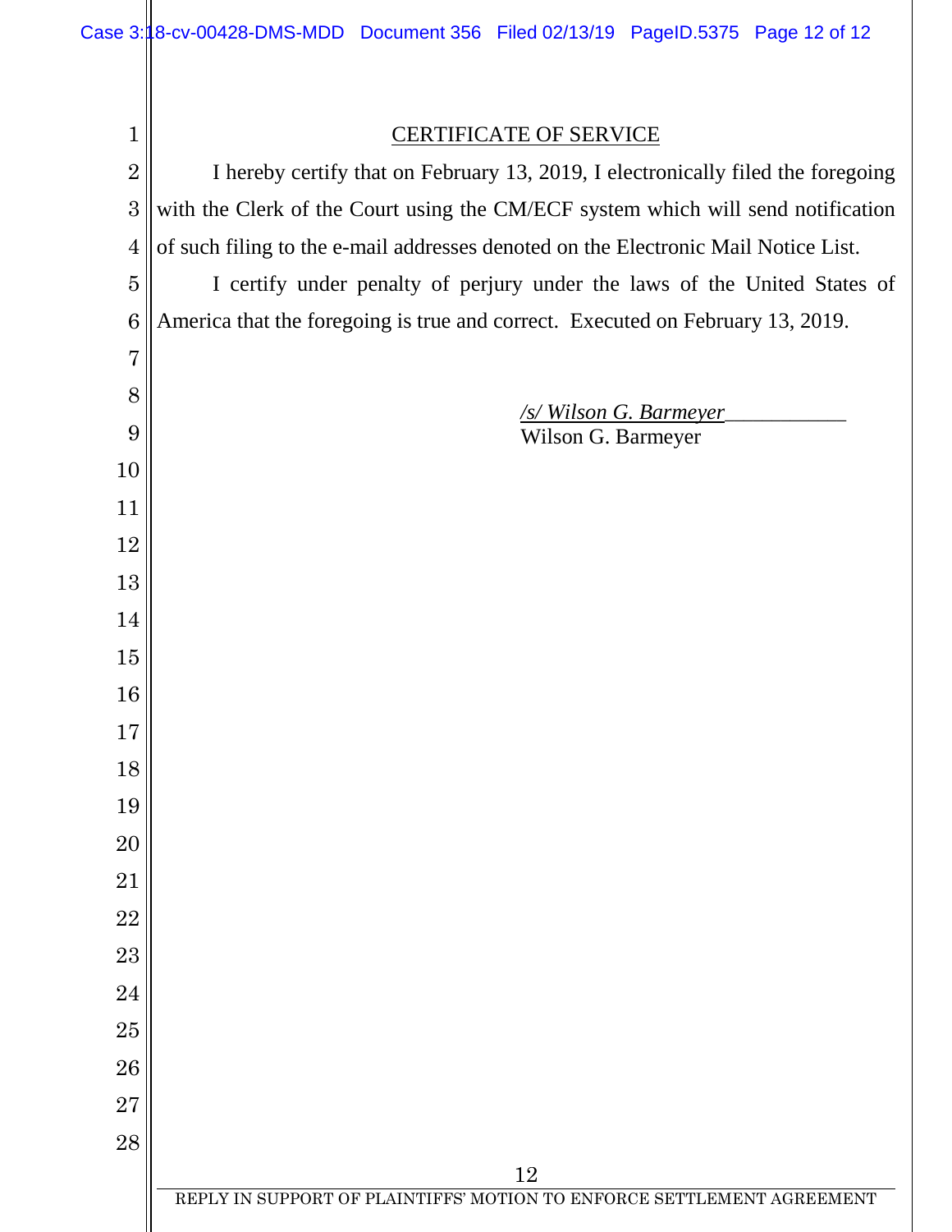## CERTIFICATE OF SERVICE

I hereby certify that on February 13, 2019, I electronically filed the foregoing with the Clerk of the Court using the CM/ECF system which will send notification of such filing to the e-mail addresses denoted on the Electronic Mail Notice List.

I certify under penalty of perjury under the laws of the United States of America that the foregoing is true and correct. Executed on February 13, 2019.

*/s/ Wilson G. Barmeyer*
Wilson G. Barmeyer